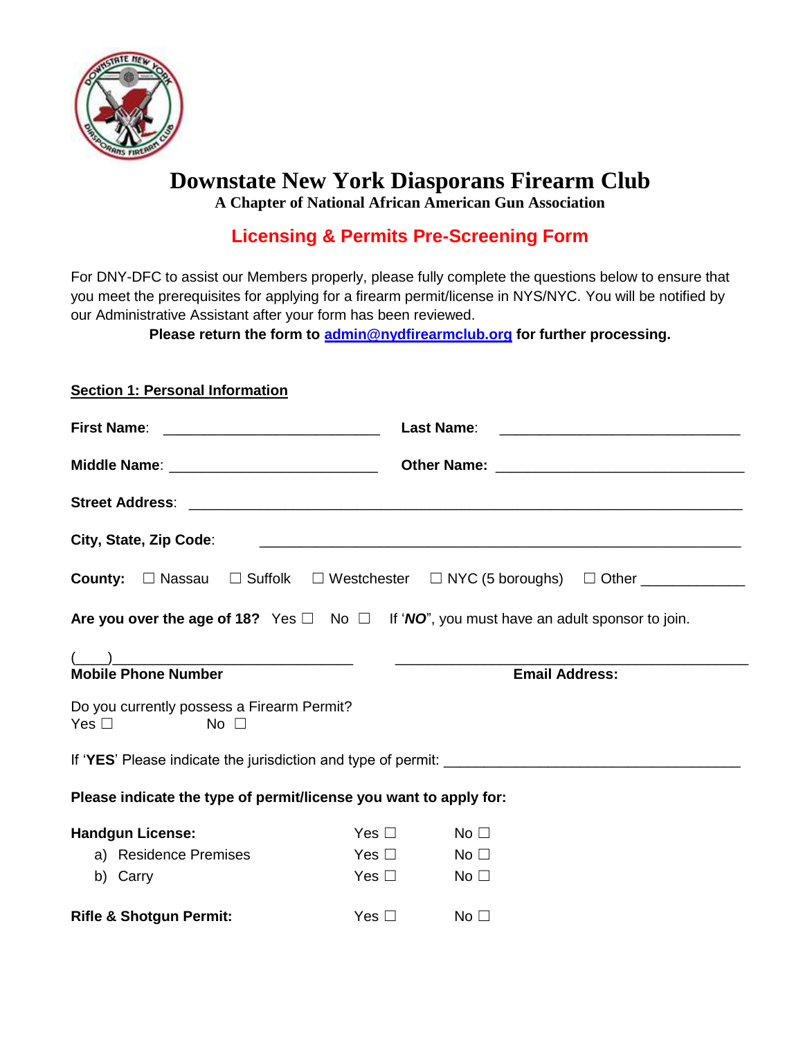# Downstate New York Diasporans Firearm Club

**A Chapter of National African American Gun Association**

## Licensing & Permits Pre-Screening Form

For DNY-DFC to assist our Members properly, please fully complete the questions below to ensure that you meet the prerequisites for applying for a firearm permit/license in NYS/NYC. You will be notified by our Administrative Assistant after your form has been reviewed.

**Please return the form to [admin@nydfirearmclub.org](mailto:admin@nydfirearmclub.org) for further processing.**

**Section 1: Personal Information**

**First Name**: ___________________________ **Last Name**: ______________________________

**Middle Name**: __________________________ **Other Name**: _______________________________

**Street Address**: _____________________________________________________________________

**City, State, Zip Code**: ____________________________________________________________

**County:** ☐ Nassau ☐ Suffolk ☐ Westchester ☐ NYC (5 boroughs) ☐ Other ____________

**Are you over the age of 18?** Yes ☐ No ☐ If '***NO***", you must have an adult sponsor to join.

(____)_____________________________ ____________________________________________

**Mobile Phone Number** **Email Address:**

Do you currently possess a Firearm Permit?
Yes ☐ No ☐

If '**YES**' Please indicate the jurisdiction and type of permit: ____________________________________

**Please indicate the type of permit/license you want to apply for:**

| | | |
|---|---|---|
| **Handgun License:** | Yes ☐ | No ☐ |
| a) Residence Premises | Yes ☐ | No ☐ |
| b) Carry | Yes ☐ | No ☐ |
| **Rifle & Shotgun Permit:** | Yes ☐ | No ☐ |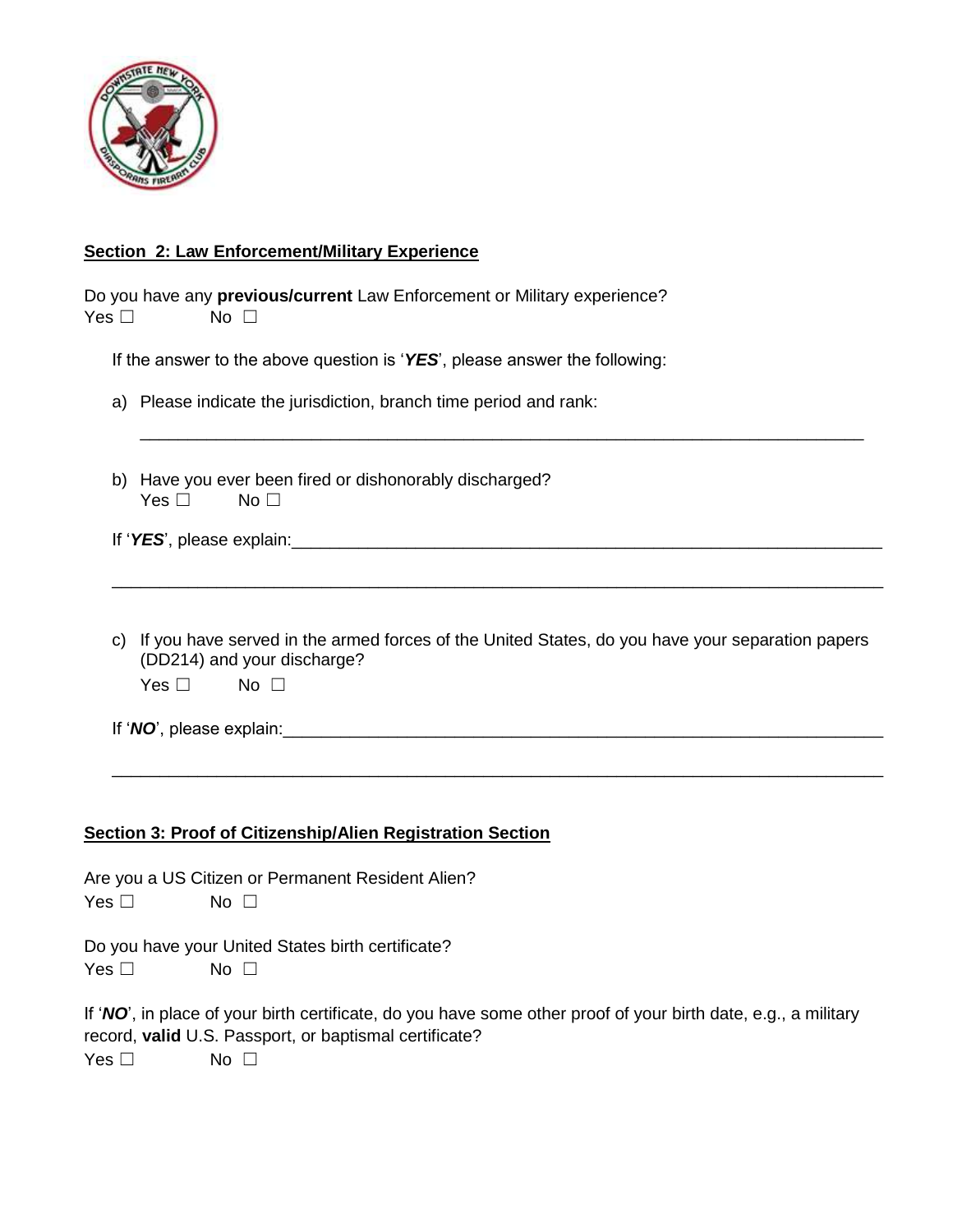**Section 2: Law Enforcement/Military Experience**

Do you have any **previous/current** Law Enforcement or Military experience?
Yes ☐ No ☐

If the answer to the above question is '***YES***', please answer the following:

a) Please indicate the jurisdiction, branch time period and rank:

_______________________________________________________________________________

b) Have you ever been fired or dishonorably discharged?
Yes ☐ No ☐

If '***YES***', please explain:________________________________________________________________

_______________________________________________________________________________

c) If you have served in the armed forces of the United States, do you have your separation papers (DD214) and your discharge?
Yes ☐ No ☐

If '***NO***', please explain:________________________________________________________________

_______________________________________________________________________________

**Section 3: Proof of Citizenship/Alien Registration Section**

Are you a US Citizen or Permanent Resident Alien?
Yes ☐ No ☐

Do you have your United States birth certificate?
Yes ☐ No ☐

If '***NO***', in place of your birth certificate, do you have some other proof of your birth date, e.g., a military record, **valid** U.S. Passport, or baptismal certificate?
Yes ☐ No ☐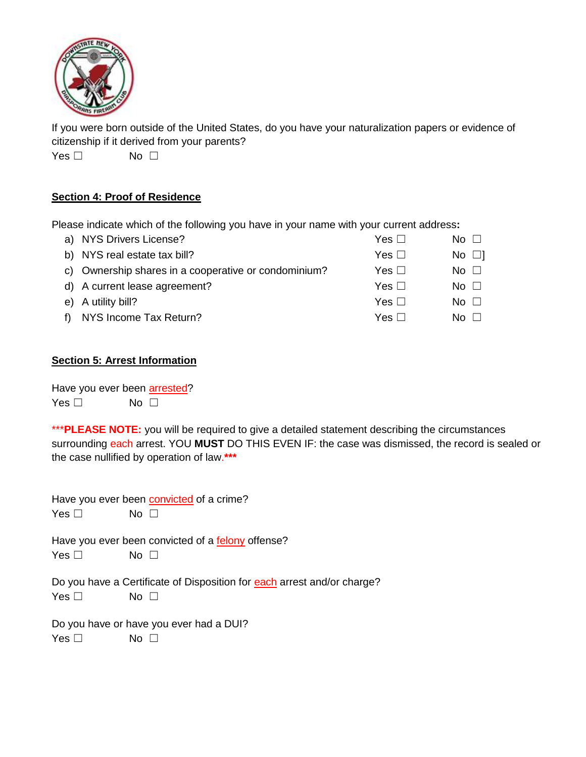If you were born outside of the United States, do you have your naturalization papers or evidence of citizenship if it derived from your parents?

Yes ☐ No ☐

## Section 4: Proof of Residence

Please indicate which of the following you have in your name with your current address**:**

| | | | |
|---|---|---|---|
| a) | NYS Drivers License? | Yes ☐ | No ☐ |
| b) | NYS real estate tax bill? | Yes ☐ | No ☐] |
| c) | Ownership shares in a cooperative or condominium? | Yes ☐ | No ☐ |
| d) | A current lease agreement? | Yes ☐ | No ☐ |
| e) | A utility bill? | Yes ☐ | No ☐ |
| f) | NYS Income Tax Return? | Yes ☐ | No ☐ |

## Section 5: Arrest Information

Have you ever been arrested?

Yes ☐ No ☐

***PLEASE NOTE:** you will be required to give a detailed statement describing the circumstances surrounding each arrest. YOU **MUST** DO THIS EVEN IF: the case was dismissed, the record is sealed or the case nullified by operation of law.***

Have you ever been convicted of a crime?

Yes ☐ No ☐

Have you ever been convicted of a felony offense?

Yes ☐ No ☐

Do you have a Certificate of Disposition for each arrest and/or charge?

Yes ☐ No ☐

Do you have or have you ever had a DUI?

Yes ☐ No ☐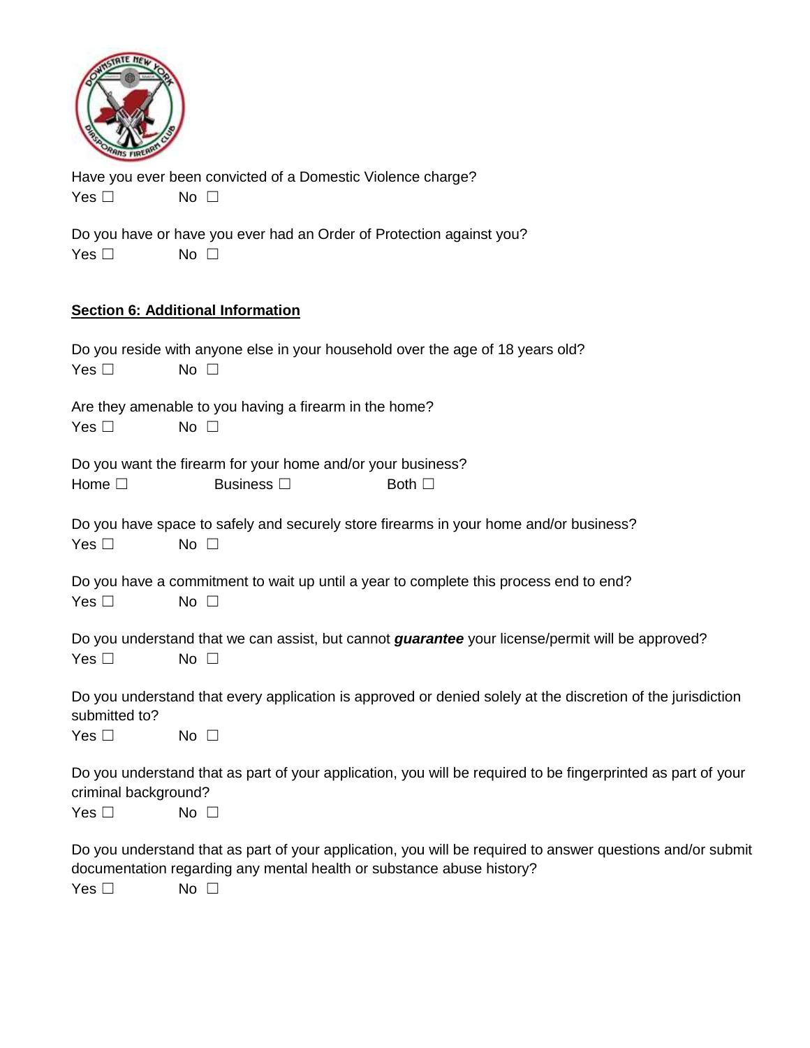Have you ever been convicted of a Domestic Violence charge?

Yes ☐ No ☐

Do you have or have you ever had an Order of Protection against you?

Yes ☐ No ☐

**Section 6: Additional Information**

Do you reside with anyone else in your household over the age of 18 years old?

Yes ☐ No ☐

Are they amenable to you having a firearm in the home?

Yes ☐ No ☐

Do you want the firearm for your home and/or your business?

Home ☐ Business ☐ Both ☐

Do you have space to safely and securely store firearms in your home and/or business?

Yes ☐ No ☐

Do you have a commitment to wait up until a year to complete this process end to end?

Yes ☐ No ☐

Do you understand that we can assist, but cannot ***guarantee*** your license/permit will be approved?

Yes ☐ No ☐

Do you understand that every application is approved or denied solely at the discretion of the jurisdiction submitted to?

Yes ☐ No ☐

Do you understand that as part of your application, you will be required to be fingerprinted as part of your criminal background?

Yes ☐ No ☐

Do you understand that as part of your application, you will be required to answer questions and/or submit documentation regarding any mental health or substance abuse history?

Yes ☐ No ☐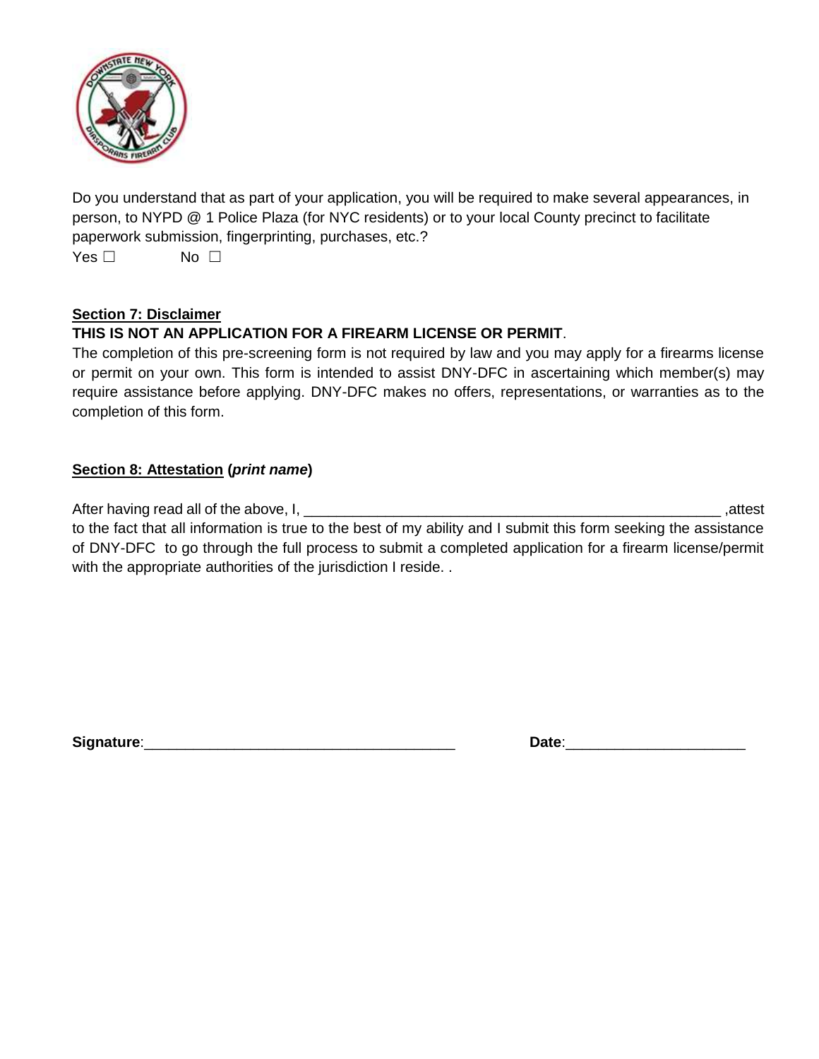Do you understand that as part of your application, you will be required to make several appearances, in person, to NYPD @ 1 Police Plaza (for NYC residents) or to your local County precinct to facilitate paperwork submission, fingerprinting, purchases, etc.?

Yes ☐ No ☐

**Section 7: Disclaimer**

**THIS IS NOT AN APPLICATION FOR A FIREARM LICENSE OR PERMIT**.

The completion of this pre-screening form is not required by law and you may apply for a firearms license or permit on your own. This form is intended to assist DNY-DFC in ascertaining which member(s) may require assistance before applying. DNY-DFC makes no offers, representations, or warranties as to the completion of this form.

**Section 8: Attestation (*print name*)**

After having read all of the above, I, ______________________________________________________ ,attest to the fact that all information is true to the best of my ability and I submit this form seeking the assistance of DNY-DFC to go through the full process to submit a completed application for a firearm license/permit with the appropriate authorities of the jurisdiction I reside. .

**Signature**:______________________________________ **Date**:_____________________